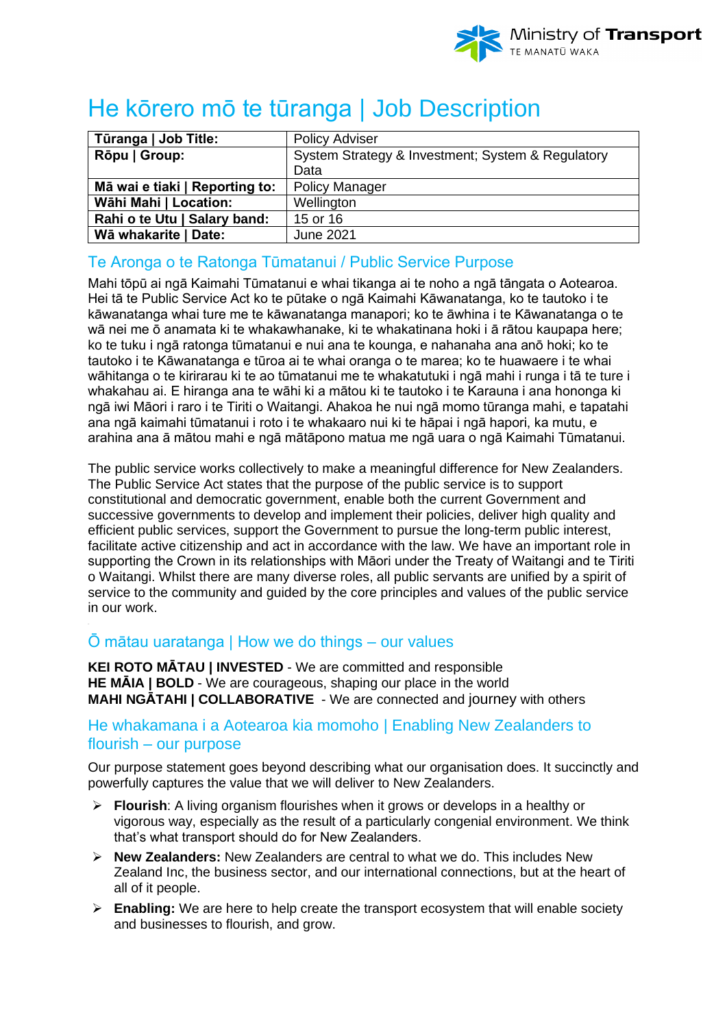# He kōrero mō te tūranga | Job Description

| Tūranga \| Job Title: | Policy Adviser |
|---|---|
| Rōpu \| Group: | System Strategy & Investment; System & Regulatory Data |
| Mā wai e tiaki \| Reporting to: | Policy Manager |
| Wāhi Mahi \| Location: | Wellington |
| Rahi o te Utu \| Salary band: | 15 or 16 |
| Wā whakarite \| Date: | June 2021 |

## Te Aronga o te Ratonga Tūmatanui / Public Service Purpose

Mahi tōpū ai ngā Kaimahi Tūmatanui e whai tikanga ai te noho a ngā tāngata o Aotearoa. Hei tā te Public Service Act ko te pūtake o ngā Kaimahi Kāwanatanga, ko te tautoko i te kāwanatanga whai ture me te kāwanatanga manapori; ko te āwhina i te Kāwanatanga o te wā nei me ō anamata ki te whakawhanake, ki te whakatinana hoki i ā rātou kaupapa here; ko te tuku i ngā ratonga tūmatanui e nui ana te kounga, e nahanaha ana anō hoki; ko te tautoko i te Kāwanatanga e tūroa ai te whai oranga o te marea; ko te huawaere i te whai wāhitanga o te kirirarau ki te ao tūmatanui me te whakatutuki i ngā mahi i runga i tā te ture i whakahau ai. E hiranga ana te wāhi ki a mātou ki te tautoko i te Karauna i ana hononga ki ngā iwi Māori i raro i te Tiriti o Waitangi. Ahakoa he nui ngā momo tūranga mahi, e tapatahi ana ngā kaimahi tūmatanui i roto i te whakaaro nui ki te hāpai i ngā hapori, ka mutu, e arahina ana ā mātou mahi e ngā mātāpono matua me ngā uara o ngā Kaimahi Tūmatanui.

The public service works collectively to make a meaningful difference for New Zealanders. The Public Service Act states that the purpose of the public service is to support constitutional and democratic government, enable both the current Government and successive governments to develop and implement their policies, deliver high quality and efficient public services, support the Government to pursue the long-term public interest, facilitate active citizenship and act in accordance with the law. We have an important role in supporting the Crown in its relationships with Māori under the Treaty of Waitangi and te Tiriti o Waitangi. Whilst there are many diverse roles, all public servants are unified by a spirit of service to the community and guided by the core principles and values of the public service in our work.

## Ō mātau uaratanga | How we do things – our values

**KEI ROTO MĀTAU | INVESTED** - We are committed and responsible
**HE MĀIA | BOLD** - We are courageous, shaping our place in the world
**MAHI NGĀTAHI | COLLABORATIVE** - We are connected and journey with others

## He whakamana i a Aotearoa kia momoho | Enabling New Zealanders to flourish – our purpose

Our purpose statement goes beyond describing what our organisation does. It succinctly and powerfully captures the value that we will deliver to New Zealanders.

- **Flourish**: A living organism flourishes when it grows or develops in a healthy or vigorous way, especially as the result of a particularly congenial environment. We think that's what transport should do for New Zealanders.
- **New Zealanders:** New Zealanders are central to what we do. This includes New Zealand Inc, the business sector, and our international connections, but at the heart of all of it people.
- **Enabling:** We are here to help create the transport ecosystem that will enable society and businesses to flourish, and grow.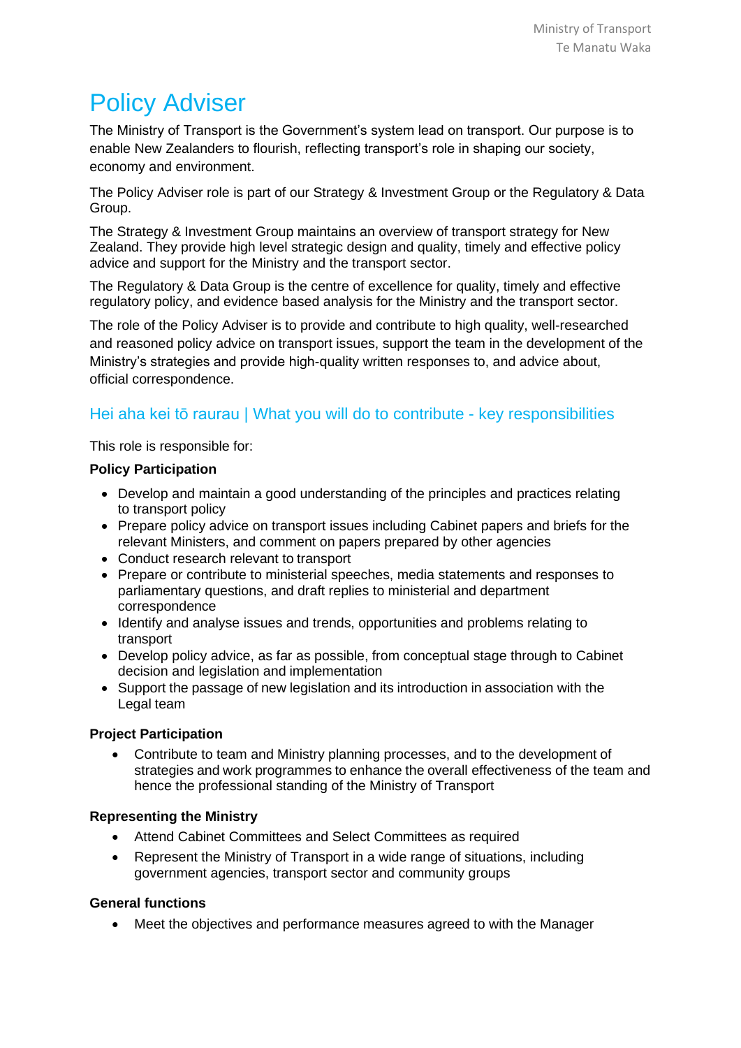# Policy Adviser

The Ministry of Transport is the Government's system lead on transport. Our purpose is to enable New Zealanders to flourish, reflecting transport's role in shaping our society, economy and environment.

The Policy Adviser role is part of our Strategy & Investment Group or the Regulatory & Data Group.

The Strategy & Investment Group maintains an overview of transport strategy for New Zealand. They provide high level strategic design and quality, timely and effective policy advice and support for the Ministry and the transport sector.

The Regulatory & Data Group is the centre of excellence for quality, timely and effective regulatory policy, and evidence based analysis for the Ministry and the transport sector.

The role of the Policy Adviser is to provide and contribute to high quality, well-researched and reasoned policy advice on transport issues, support the team in the development of the Ministry's strategies and provide high-quality written responses to, and advice about, official correspondence.

## Hei aha kei tō raurau | What you will do to contribute - key responsibilities

This role is responsible for:

**Policy Participation**

- Develop and maintain a good understanding of the principles and practices relating to transport policy
- Prepare policy advice on transport issues including Cabinet papers and briefs for the relevant Ministers, and comment on papers prepared by other agencies
- Conduct research relevant to transport
- Prepare or contribute to ministerial speeches, media statements and responses to parliamentary questions, and draft replies to ministerial and department correspondence
- Identify and analyse issues and trends, opportunities and problems relating to transport
- Develop policy advice, as far as possible, from conceptual stage through to Cabinet decision and legislation and implementation
- Support the passage of new legislation and its introduction in association with the Legal team

**Project Participation**

- Contribute to team and Ministry planning processes, and to the development of strategies and work programmes to enhance the overall effectiveness of the team and hence the professional standing of the Ministry of Transport

**Representing the Ministry**

- Attend Cabinet Committees and Select Committees as required
- Represent the Ministry of Transport in a wide range of situations, including government agencies, transport sector and community groups

**General functions**

- Meet the objectives and performance measures agreed to with the Manager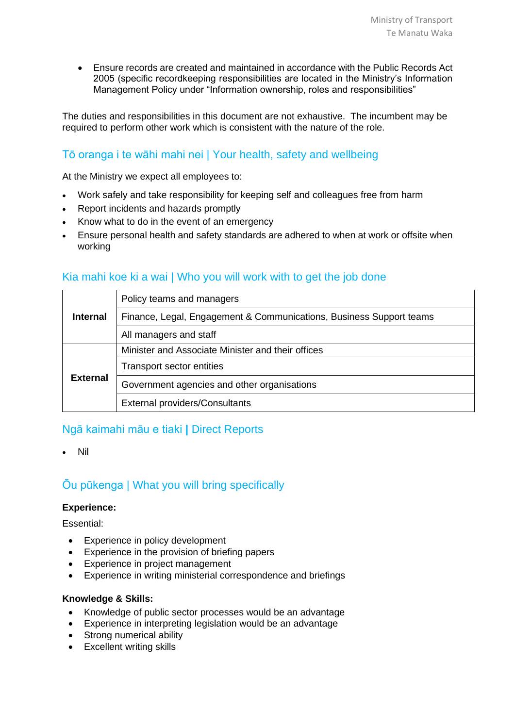- Ensure records are created and maintained in accordance with the Public Records Act 2005 (specific recordkeeping responsibilities are located in the Ministry's Information Management Policy under "Information ownership, roles and responsibilities"

The duties and responsibilities in this document are not exhaustive. The incumbent may be required to perform other work which is consistent with the nature of the role.

## Tō oranga i te wāhi mahi nei | Your health, safety and wellbeing

At the Ministry we expect all employees to:

- Work safely and take responsibility for keeping self and colleagues free from harm
- Report incidents and hazards promptly
- Know what to do in the event of an emergency
- Ensure personal health and safety standards are adhered to when at work or offsite when working

## Kia mahi koe ki a wai | Who you will work with to get the job done

| | |
|---|---|
| **Internal** | Policy teams and managers |
| | Finance, Legal, Engagement & Communications, Business Support teams |
| | All managers and staff |
| **External** | Minister and Associate Minister and their offices |
| | Transport sector entities |
| | Government agencies and other organisations |
| | External providers/Consultants |

## Ngā kaimahi māu e tiaki | Direct Reports

- Nil

## Ōu pūkenga | What you will bring specifically

**Experience:**

Essential:

- Experience in policy development
- Experience in the provision of briefing papers
- Experience in project management
- Experience in writing ministerial correspondence and briefings

**Knowledge & Skills:**

- Knowledge of public sector processes would be an advantage
- Experience in interpreting legislation would be an advantage
- Strong numerical ability
- Excellent writing skills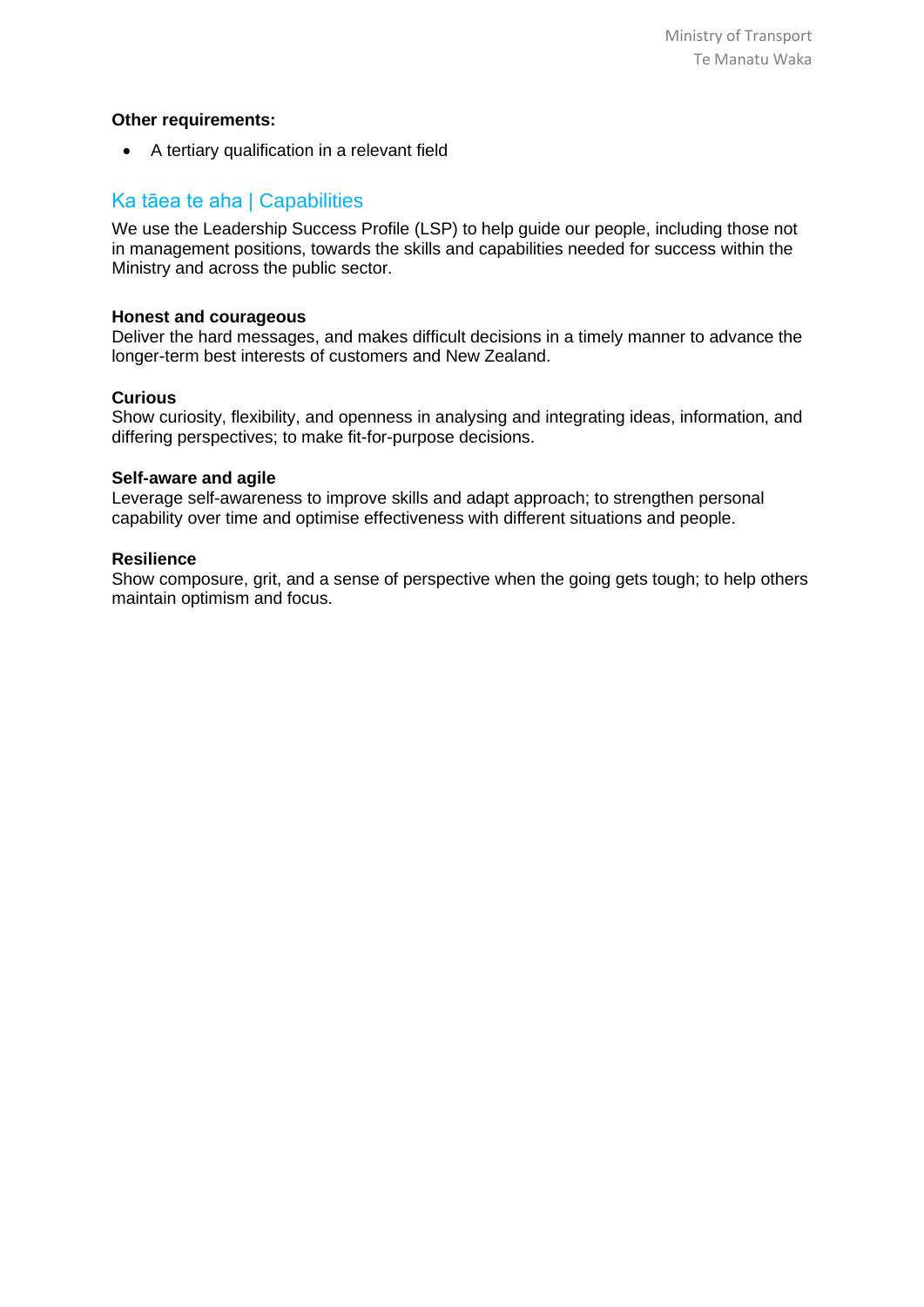**Other requirements:**

- A tertiary qualification in a relevant field

## Ka tāea te aha | Capabilities

We use the Leadership Success Profile (LSP) to help guide our people, including those not in management positions, towards the skills and capabilities needed for success within the Ministry and across the public sector.

**Honest and courageous**
Deliver the hard messages, and makes difficult decisions in a timely manner to advance the longer-term best interests of customers and New Zealand.

**Curious**
Show curiosity, flexibility, and openness in analysing and integrating ideas, information, and differing perspectives; to make fit-for-purpose decisions.

**Self-aware and agile**
Leverage self-awareness to improve skills and adapt approach; to strengthen personal capability over time and optimise effectiveness with different situations and people.

**Resilience**
Show composure, grit, and a sense of perspective when the going gets tough; to help others maintain optimism and focus.